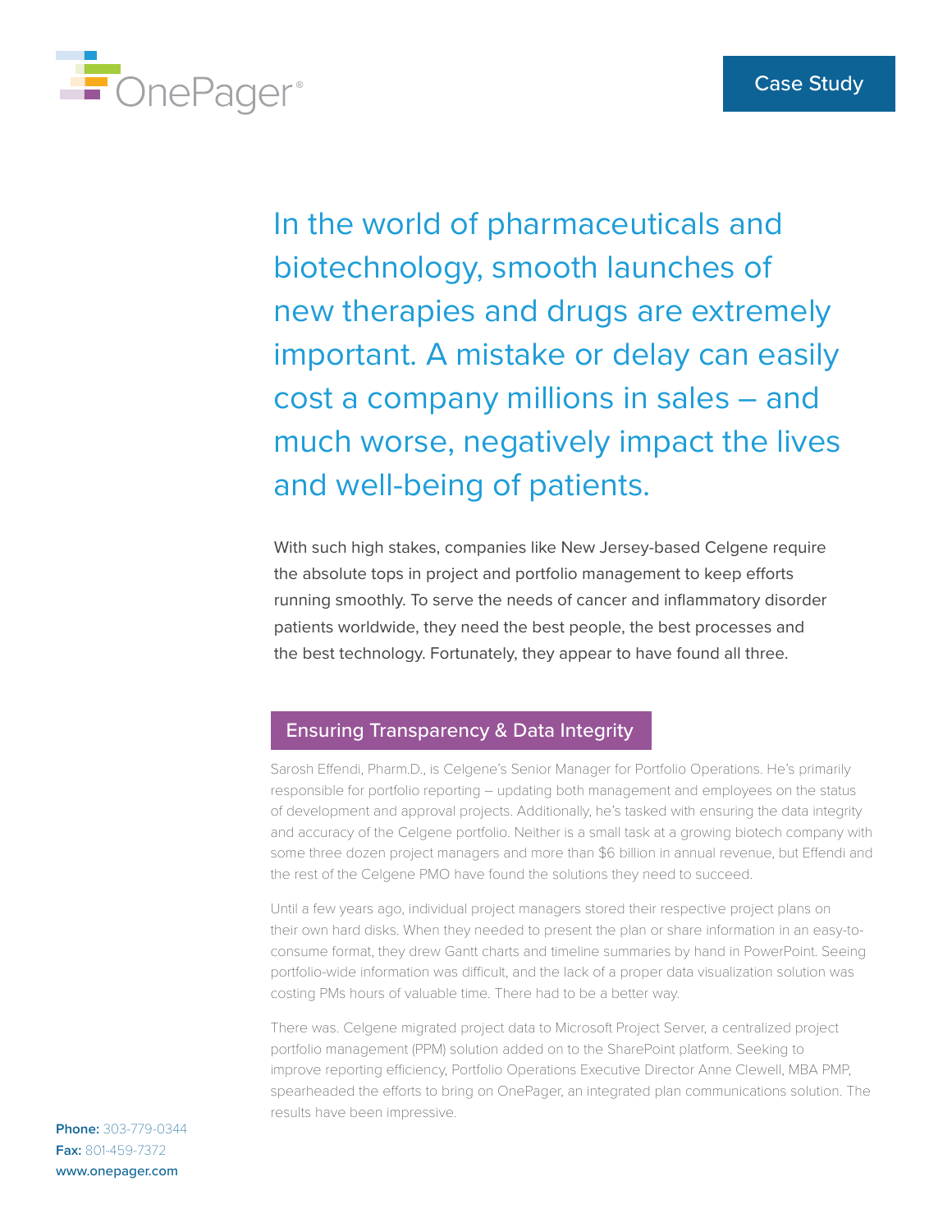OnePager®

Case Study

## In the world of pharmaceuticals and biotechnology, smooth launches of new therapies and drugs are extremely important. A mistake or delay can easily cost a company millions in sales – and much worse, negatively impact the lives and well-being of patients.

With such high stakes, companies like New Jersey-based Celgene require the absolute tops in project and portfolio management to keep efforts running smoothly. To serve the needs of cancer and inflammatory disorder patients worldwide, they need the best people, the best processes and the best technology. Fortunately, they appear to have found all three.

### Ensuring Transparency & Data Integrity

Sarosh Effendi, Pharm.D., is Celgene's Senior Manager for Portfolio Operations. He's primarily responsible for portfolio reporting – updating both management and employees on the status of development and approval projects. Additionally, he's tasked with ensuring the data integrity and accuracy of the Celgene portfolio. Neither is a small task at a growing biotech company with some three dozen project managers and more than $6 billion in annual revenue, but Effendi and the rest of the Celgene PMO have found the solutions they need to succeed.

Until a few years ago, individual project managers stored their respective project plans on their own hard disks. When they needed to present the plan or share information in an easy-to-consume format, they drew Gantt charts and timeline summaries by hand in PowerPoint. Seeing portfolio-wide information was difficult, and the lack of a proper data visualization solution was costing PMs hours of valuable time. There had to be a better way.

There was. Celgene migrated project data to Microsoft Project Server, a centralized project portfolio management (PPM) solution added on to the SharePoint platform. Seeking to improve reporting efficiency, Portfolio Operations Executive Director Anne Clewell, MBA PMP, spearheaded the efforts to bring on OnePager, an integrated plan communications solution. The results have been impressive.

**Phone:** 303-779-0344
**Fax:** 801-459-7372
www.onepager.com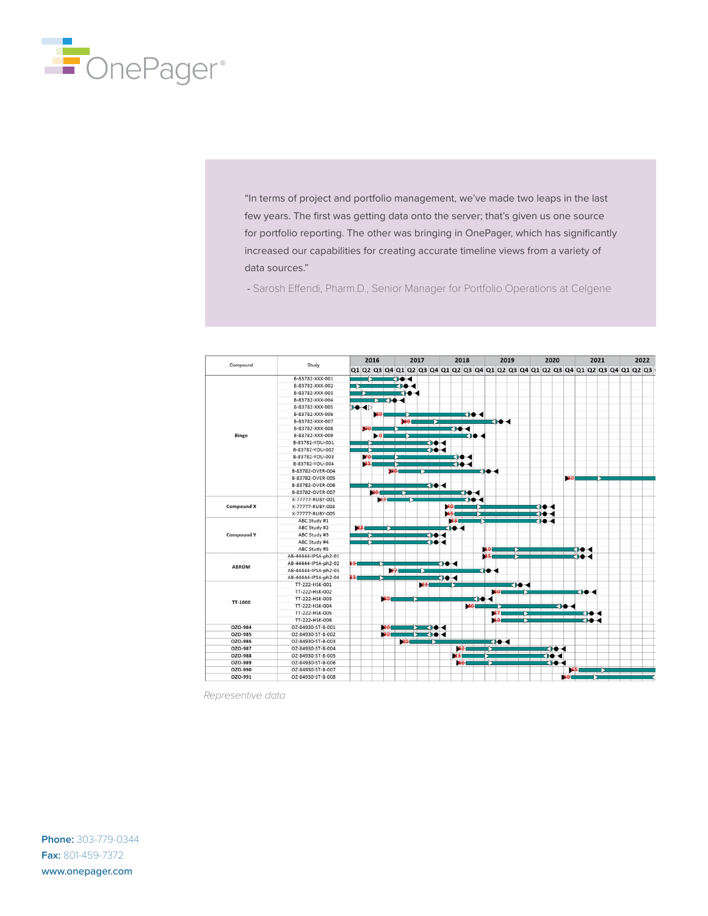"In terms of project and portfolio management, we've made two leaps in the last few years. The first was getting data onto the server; that's given us one source for portfolio reporting. The other was bringing in OnePager, which has significantly increased our capabilities for creating accurate timeline views from a variety of data sources."

- Sarosh Effendi, Pharm.D., Senior Manager for Portfolio Operations at Celgene

| Compound | Study |
|---|---|
| Bingo | B-83782-XXX-001 |
| | B-83782-XXX-002 |
| | B-83782-XXX-003 |
| | B-83782-XXX-004 |
| | B-83782-XXX-005 |
| | B-83782-XXX-006 |
| | B-83782-XXX-007 |
| | B-83782-XXX-008 |
| | B-83782-XXX-009 |
| | B-83782-YOU-001 |
| | B-83782-YOU-002 |
| | B-83782-YOU-003 |
| | B-83782-YOU-004 |
| | B-83782-OVER-004 |
| | B-83782-OVER-005 |
| | B-83782-OVER-006 |
| | B-83782-OVER-007 |
| Compound X | X-77777-RUBY-001 |
| | X-77777-RUBY-003 |
| | X-77777-RUBY-005 |
| Compound Y | ABC Study #1 |
| | ABC Study #2 |
| | ABC Study #3 |
| | ABC Study #4 |
| | ABC Study #5 |
| ABROM | AB-44444-IPSA-ph2-01 |
| | AB-44444-IPSA-ph2-02 |
| | AB-44444-IPSA-ph2-03 |
| | AB-44444-IPSA-ph2-04 |
| TT-1000 | TT-222-HSK-001 |
| | TT-222-HSK-002 |
| | TT-222-HSK-003 |
| | TT-222-HSK-004 |
| | TT-222-HSK-005 |
| | TT-222-HSK-006 |
| OZO-984 | OZ-84930-ST-B-001 |
| OZO-985 | OZ-84930-ST-B-002 |
| OZO-986 | OZ-84930-ST-B-003 |
| OZO-987 | OZ-84930-ST-B-004 |
| OZO-988 | OZ-84930-ST-B-005 |
| OZO-989 | OZ-84930-ST-B-006 |
| OZO-990 | OZ-84930-ST-B-007 |
| OZO-991 | OZ-84930-ST-B-008 |

*Representive data*

**Phone:** 303-779-0344
**Fax:** 801-459-7372
www.onepager.com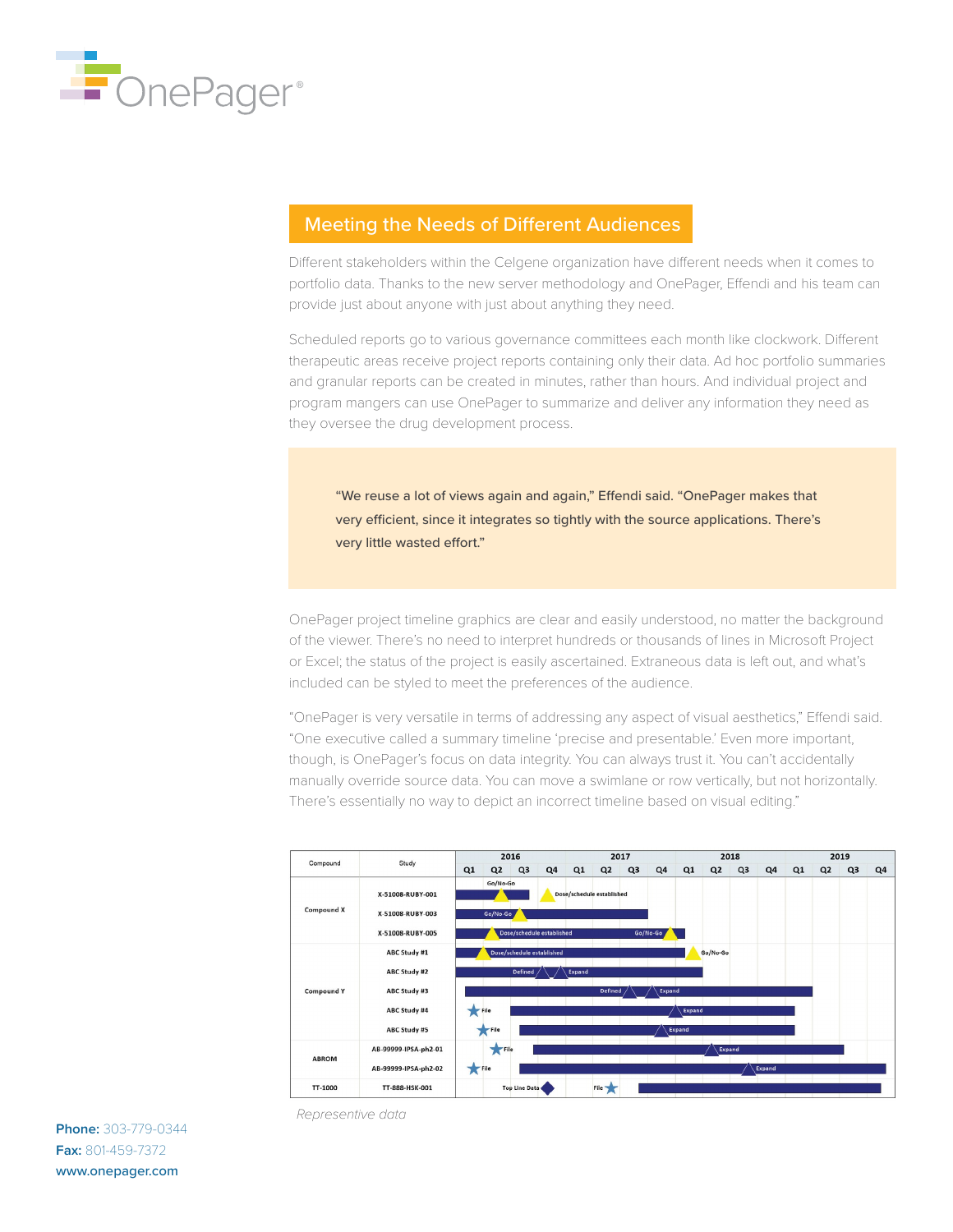## Meeting the Needs of Different Audiences

Different stakeholders within the Celgene organization have different needs when it comes to portfolio data. Thanks to the new server methodology and OnePager, Effendi and his team can provide just about anyone with just about anything they need.

Scheduled reports go to various governance committees each month like clockwork. Different therapeutic areas receive project reports containing only their data. Ad hoc portfolio summaries and granular reports can be created in minutes, rather than hours. And individual project and program mangers can use OnePager to summarize and deliver any information they need as they oversee the drug development process.

> "We reuse a lot of views again and again," Effendi said. "OnePager makes that very efficient, since it integrates so tightly with the source applications. There's very little wasted effort."

OnePager project timeline graphics are clear and easily understood, no matter the background of the viewer. There's no need to interpret hundreds or thousands of lines in Microsoft Project or Excel; the status of the project is easily ascertained. Extraneous data is left out, and what's included can be styled to meet the preferences of the audience.

"OnePager is very versatile in terms of addressing any aspect of visual aesthetics," Effendi said. "One executive called a summary timeline 'precise and presentable.' Even more important, though, is OnePager's focus on data integrity. You can always trust it. You can't accidentally manually override source data. You can move a swimlane or row vertically, but not horizontally. There's essentially no way to depict an incorrect timeline based on visual editing."

| Compound | Study |
|---|---|
| Compound X | X-51008-RUBY-001 |
| | X-51008-RUBY-003 |
| | X-51008-RUBY-005 |
| Compound Y | ABC Study #1 |
| | ABC Study #2 |
| | ABC Study #3 |
| | ABC Study #4 |
| | ABC Study #5 |
| ABROM | AB-99999-IPSA-ph2-01 |
| | AB-99999-IPSA-ph2-02 |
| TT-1000 | TT-888-HSK-001 |

*Representative data*

**Phone:** 303-779-0344
**Fax:** 801-459-7372
www.onepager.com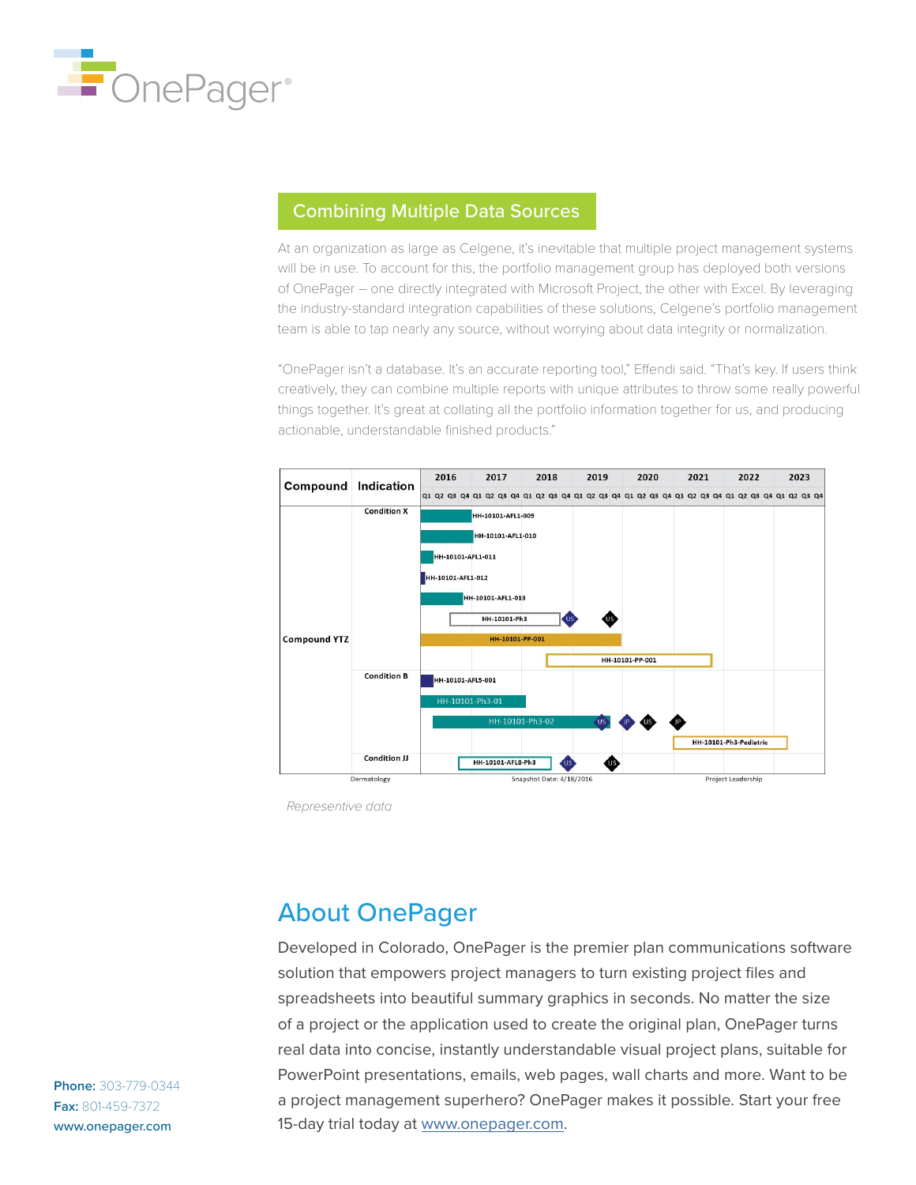## Combining Multiple Data Sources

At an organization as large as Celgene, it's inevitable that multiple project management systems will be in use. To account for this, the portfolio management group has deployed both versions of OnePager – one directly integrated with Microsoft Project, the other with Excel. By leveraging the industry-standard integration capabilities of these solutions, Celgene's portfolio management team is able to tap nearly any source, without worrying about data integrity or normalization.

"OnePager isn't a database. It's an accurate reporting tool," Effendi said. "That's key. If users think creatively, they can combine multiple reports with unique attributes to throw some really powerful things together. It's great at collating all the portfolio information together for us, and producing actionable, understandable finished products."

Compound
Indication
2016 2017 2018 2019 2020 2021 2022 2023
Q1 Q2 Q3 Q4 Q1 Q2 Q3 Q4 Q1 Q2 Q3 Q4 Q1 Q2 Q3 Q4 Q1 Q2 Q3 Q4 Q1 Q2 Q3 Q4 Q1 Q2 Q3 Q4 Q1 Q2 Q3 Q4
Compound YTZ
Condition X
HH-10101-AFL1-009
HH-10101-AFL1-010
HH-10101-AFL1-011
HH-10101-AFL1-012
HH-10101-AFL1-013
HH-10101-Ph3
US
US
HH-10101-PP-001
HH-10101-PP-001
Condition B
HH-10101-AFL5-001
HH-10101-Ph3-01
HH-10101-Ph3-02
US
JP
US
JP
HH-10101-Ph3-Pediatric
Condition JJ
HH-10101-AFL8-Ph3
US
US
Dermatology
Snapshot Date: 4/18/2016
Project Leadership

*Representive data*

## About OnePager

Developed in Colorado, OnePager is the premier plan communications software solution that empowers project managers to turn existing project files and spreadsheets into beautiful summary graphics in seconds. No matter the size of a project or the application used to create the original plan, OnePager turns real data into concise, instantly understandable visual project plans, suitable for PowerPoint presentations, emails, web pages, wall charts and more. Want to be a project management superhero? OnePager makes it possible. Start your free 15-day trial today at www.onepager.com.

**Phone:** 303-779-0344
**Fax:** 801-459-7372
www.onepager.com